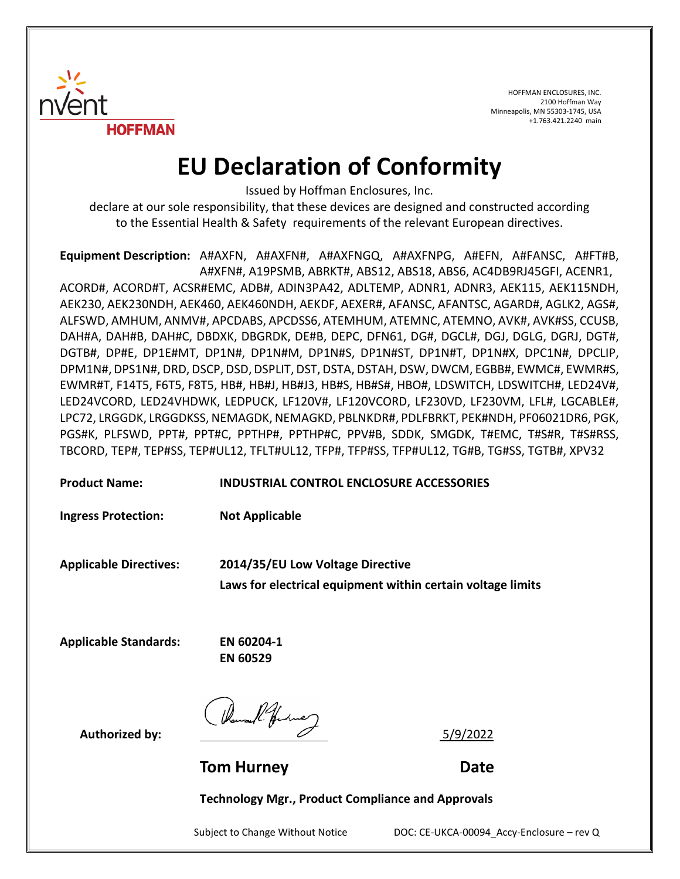HOFFMAN ENCLOSURES, INC.
2100 Hoffman Way
Minneapolis, MN 55303-1745, USA
+1.763.421.2240 main

# EU Declaration of Conformity

Issued by Hoffman Enclosures, Inc.
declare at our sole responsibility, that these devices are designed and constructed according to the Essential Health & Safety requirements of the relevant European directives.

**Equipment Description:** A#AXFN, A#AXFN#, A#AXFNGQ, A#AXFNPG, A#EFN, A#FANSC, A#FT#B, A#XFN#, A19PSMB, ABRKT#, ABS12, ABS18, ABS6, AC4DB9RJ45GFI, ACENR1, ACORD#, ACORD#T, ACSR#EMC, ADB#, ADIN3PA42, ADLTEMP, ADNR1, ADNR3, AEK115, AEK115NDH, AEK230, AEK230NDH, AEK460, AEK460NDH, AEKDF, AEXER#, AFANSC, AFANTSC, AGARD#, AGLK2, AGS#, ALFSWD, AMHUM, ANMV#, APCDABS, APCDSS6, ATEMHUM, ATEMNC, ATEMNO, AVK#, AVK#SS, CCUSB, DAH#A, DAH#B, DAH#C, DBDXK, DBGRDK, DE#B, DEPC, DFN61, DG#, DGCL#, DGJ, DGLG, DGRJ, DGT#, DGTB#, DP#E, DP1E#MT, DP1N#, DP1N#M, DP1N#S, DP1N#ST, DP1N#T, DP1N#X, DPC1N#, DPCLIP, DPM1N#, DPS1N#, DRD, DSCP, DSD, DSPLIT, DST, DSTA, DSTAH, DSW, DWCM, EGBB#, EWMC#, EWMR#S, EWMR#T, F14T5, F6T5, F8T5, HB#, HB#J, HB#J3, HB#S, HB#S#, HBO#, LDSWITCH, LDSWITCH#, LED24V#, LED24VCORD, LED24VHDWK, LEDPUCK, LF120V#, LF120VCORD, LF230VD, LF230VM, LFL#, LGCABLE#, LPC72, LRGGDK, LRGGDKSS, NEMAGDK, NEMAGKD, PBLNKDR#, PDLFBRKT, PEK#NDH, PF06021DR6, PGK, PGS#K, PLFSWD, PPT#, PPT#C, PPTHP#, PPTHP#C, PPV#B, SDDK, SMGDK, T#EMC, T#S#R, T#S#RSS, TBCORD, TEP#, TEP#SS, TEP#UL12, TFLT#UL12, TFP#, TFP#SS, TFP#UL12, TG#B, TG#SS, TGTB#, XPV32

**Product Name:** **INDUSTRIAL CONTROL ENCLOSURE ACCESSORIES**

**Ingress Protection:** **Not Applicable**

**Applicable Directives:** **2014/35/EU Low Voltage Directive**
**Laws for electrical equipment within certain voltage limits**

**Applicable Standards:** **EN 60204-1**
**EN 60529**

**Authorized by:** 5/9/2022

**Tom Hurney** **Date**

**Technology Mgr., Product Compliance and Approvals**

Subject to Change Without Notice DOC: CE-UKCA-00094_Accy-Enclosure – rev Q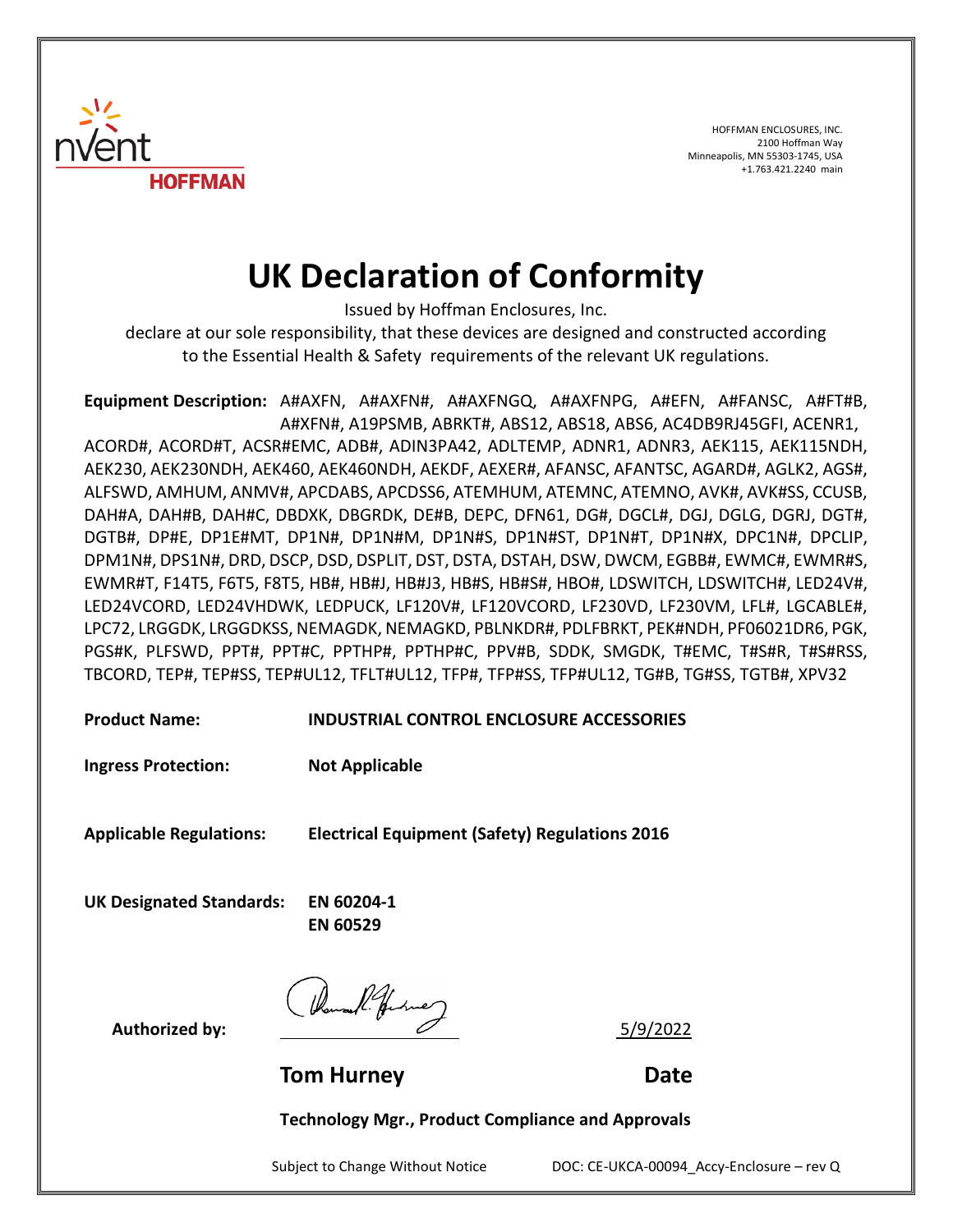nVent HOFFMAN

HOFFMAN ENCLOSURES, INC.
2100 Hoffman Way
Minneapolis, MN 55303-1745, USA
+1.763.421.2240 main

# UK Declaration of Conformity

Issued by Hoffman Enclosures, Inc.
declare at our sole responsibility, that these devices are designed and constructed according to the Essential Health & Safety requirements of the relevant UK regulations.

**Equipment Description:** A#AXFN, A#AXFN#, A#AXFNGQ, A#AXFNPG, A#EFN, A#FANSC, A#FT#B, A#XFN#, A19PSMB, ABRKT#, ABS12, ABS18, ABS6, AC4DB9RJ45GFI, ACENR1, ACORD#, ACORD#T, ACSR#EMC, ADB#, ADIN3PA42, ADLTEMP, ADNR1, ADNR3, AEK115, AEK115NDH, AEK230, AEK230NDH, AEK460, AEK460NDH, AEKDF, AEXER#, AFANSC, AFANTSC, AGARD#, AGLK2, AGS#, ALFSWD, AMHUM, ANMV#, APCDABS, APCDSS6, ATEMHUM, ATEMNC, ATEMNO, AVK#, AVK#SS, CCUSB, DAH#A, DAH#B, DAH#C, DBDXK, DBGRDK, DE#B, DEPC, DFN61, DG#, DGCL#, DGJ, DGLG, DGRJ, DGT#, DGTB#, DP#E, DP1E#MT, DP1N#, DP1N#M, DP1N#S, DP1N#ST, DP1N#T, DP1N#X, DPC1N#, DPCLIP, DPM1N#, DPS1N#, DRD, DSCP, DSD, DSPLIT, DST, DSTA, DSTAH, DSW, DWCM, EGBB#, EWMC#, EWMR#S, EWMR#T, F14T5, F6T5, F8T5, HB#, HB#J, HB#J3, HB#S, HB#S#, HBO#, LDSWITCH, LDSWITCH#, LED24V#, LED24VCORD, LED24VHDWK, LEDPUCK, LF120V#, LF120VCORD, LF230VD, LF230VM, LFL#, LGCABLE#, LPC72, LRGGDK, LRGGDKSS, NEMAGDK, NEMAGKD, PBLNKDR#, PDLFBRKT, PEK#NDH, PF06021DR6, PGK, PGS#K, PLFSWD, PPT#, PPT#C, PPTHP#, PPTHP#C, PPV#B, SDDK, SMGDK, T#EMC, T#S#R, T#S#RSS, TBCORD, TEP#, TEP#SS, TEP#UL12, TFLT#UL12, TFP#, TFP#SS, TFP#UL12, TG#B, TG#SS, TGTB#, XPV32

**Product Name:** **INDUSTRIAL CONTROL ENCLOSURE ACCESSORIES**

**Ingress Protection:** **Not Applicable**

**Applicable Regulations:** **Electrical Equipment (Safety) Regulations 2016**

**UK Designated Standards:** **EN 60204-1**
**EN 60529**

**Authorized by:** [signature] 5/9/2022

**Tom Hurney** **Date**

**Technology Mgr., Product Compliance and Approvals**

Subject to Change Without Notice DOC: CE-UKCA-00094_Accy-Enclosure – rev Q